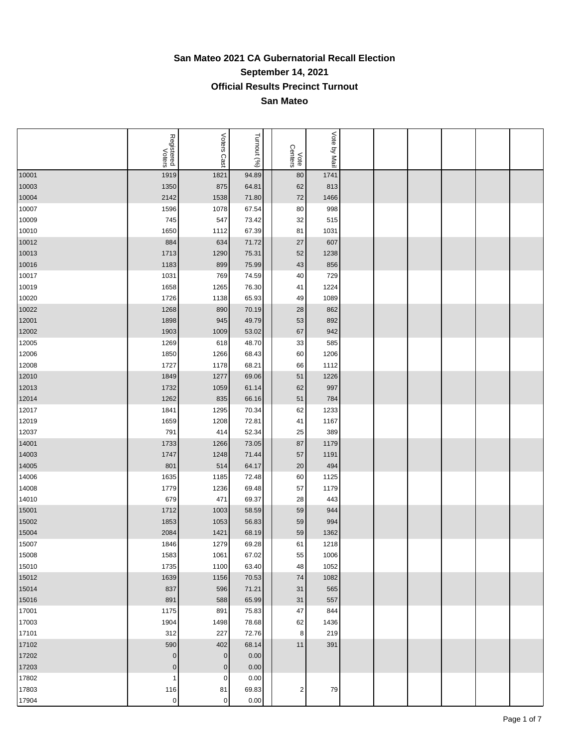# San Mateo 2021 CA Gubernatorial Recall Election

## September 14, 2021

## Official Results Precinct Turnout

## San Mateo

| | Registered Voters | Voters Cast | Turnout (%) | | Vote Centers | Vote by Mail | | | | | | |
|---|---|---|---|---|---|---|---|---|---|---|---|---|
| 10001 | 1919 | 1821 | 94.89 | | 80 | 1741 | | | | | | |
| 10003 | 1350 | 875 | 64.81 | | 62 | 813 | | | | | | |
| 10004 | 2142 | 1538 | 71.80 | | 72 | 1466 | | | | | | |
| 10007 | 1596 | 1078 | 67.54 | | 80 | 998 | | | | | | |
| 10009 | 745 | 547 | 73.42 | | 32 | 515 | | | | | | |
| 10010 | 1650 | 1112 | 67.39 | | 81 | 1031 | | | | | | |
| 10012 | 884 | 634 | 71.72 | | 27 | 607 | | | | | | |
| 10013 | 1713 | 1290 | 75.31 | | 52 | 1238 | | | | | | |
| 10016 | 1183 | 899 | 75.99 | | 43 | 856 | | | | | | |
| 10017 | 1031 | 769 | 74.59 | | 40 | 729 | | | | | | |
| 10019 | 1658 | 1265 | 76.30 | | 41 | 1224 | | | | | | |
| 10020 | 1726 | 1138 | 65.93 | | 49 | 1089 | | | | | | |
| 10022 | 1268 | 890 | 70.19 | | 28 | 862 | | | | | | |
| 12001 | 1898 | 945 | 49.79 | | 53 | 892 | | | | | | |
| 12002 | 1903 | 1009 | 53.02 | | 67 | 942 | | | | | | |
| 12005 | 1269 | 618 | 48.70 | | 33 | 585 | | | | | | |
| 12006 | 1850 | 1266 | 68.43 | | 60 | 1206 | | | | | | |
| 12008 | 1727 | 1178 | 68.21 | | 66 | 1112 | | | | | | |
| 12010 | 1849 | 1277 | 69.06 | | 51 | 1226 | | | | | | |
| 12013 | 1732 | 1059 | 61.14 | | 62 | 997 | | | | | | |
| 12014 | 1262 | 835 | 66.16 | | 51 | 784 | | | | | | |
| 12017 | 1841 | 1295 | 70.34 | | 62 | 1233 | | | | | | |
| 12019 | 1659 | 1208 | 72.81 | | 41 | 1167 | | | | | | |
| 12037 | 791 | 414 | 52.34 | | 25 | 389 | | | | | | |
| 14001 | 1733 | 1266 | 73.05 | | 87 | 1179 | | | | | | |
| 14003 | 1747 | 1248 | 71.44 | | 57 | 1191 | | | | | | |
| 14005 | 801 | 514 | 64.17 | | 20 | 494 | | | | | | |
| 14006 | 1635 | 1185 | 72.48 | | 60 | 1125 | | | | | | |
| 14008 | 1779 | 1236 | 69.48 | | 57 | 1179 | | | | | | |
| 14010 | 679 | 471 | 69.37 | | 28 | 443 | | | | | | |
| 15001 | 1712 | 1003 | 58.59 | | 59 | 944 | | | | | | |
| 15002 | 1853 | 1053 | 56.83 | | 59 | 994 | | | | | | |
| 15004 | 2084 | 1421 | 68.19 | | 59 | 1362 | | | | | | |
| 15007 | 1846 | 1279 | 69.28 | | 61 | 1218 | | | | | | |
| 15008 | 1583 | 1061 | 67.02 | | 55 | 1006 | | | | | | |
| 15010 | 1735 | 1100 | 63.40 | | 48 | 1052 | | | | | | |
| 15012 | 1639 | 1156 | 70.53 | | 74 | 1082 | | | | | | |
| 15014 | 837 | 596 | 71.21 | | 31 | 565 | | | | | | |
| 15016 | 891 | 588 | 65.99 | | 31 | 557 | | | | | | |
| 17001 | 1175 | 891 | 75.83 | | 47 | 844 | | | | | | |
| 17003 | 1904 | 1498 | 78.68 | | 62 | 1436 | | | | | | |
| 17101 | 312 | 227 | 72.76 | | 8 | 219 | | | | | | |
| 17102 | 590 | 402 | 68.14 | | 11 | 391 | | | | | | |
| 17202 | 0 | 0 | 0.00 | | | | | | | | | |
| 17203 | 0 | 0 | 0.00 | | | | | | | | | |
| 17802 | 1 | 0 | 0.00 | | | | | | | | | |
| 17803 | 116 | 81 | 69.83 | | 2 | 79 | | | | | | |
| 17904 | 0 | 0 | 0.00 | | | | | | | | | |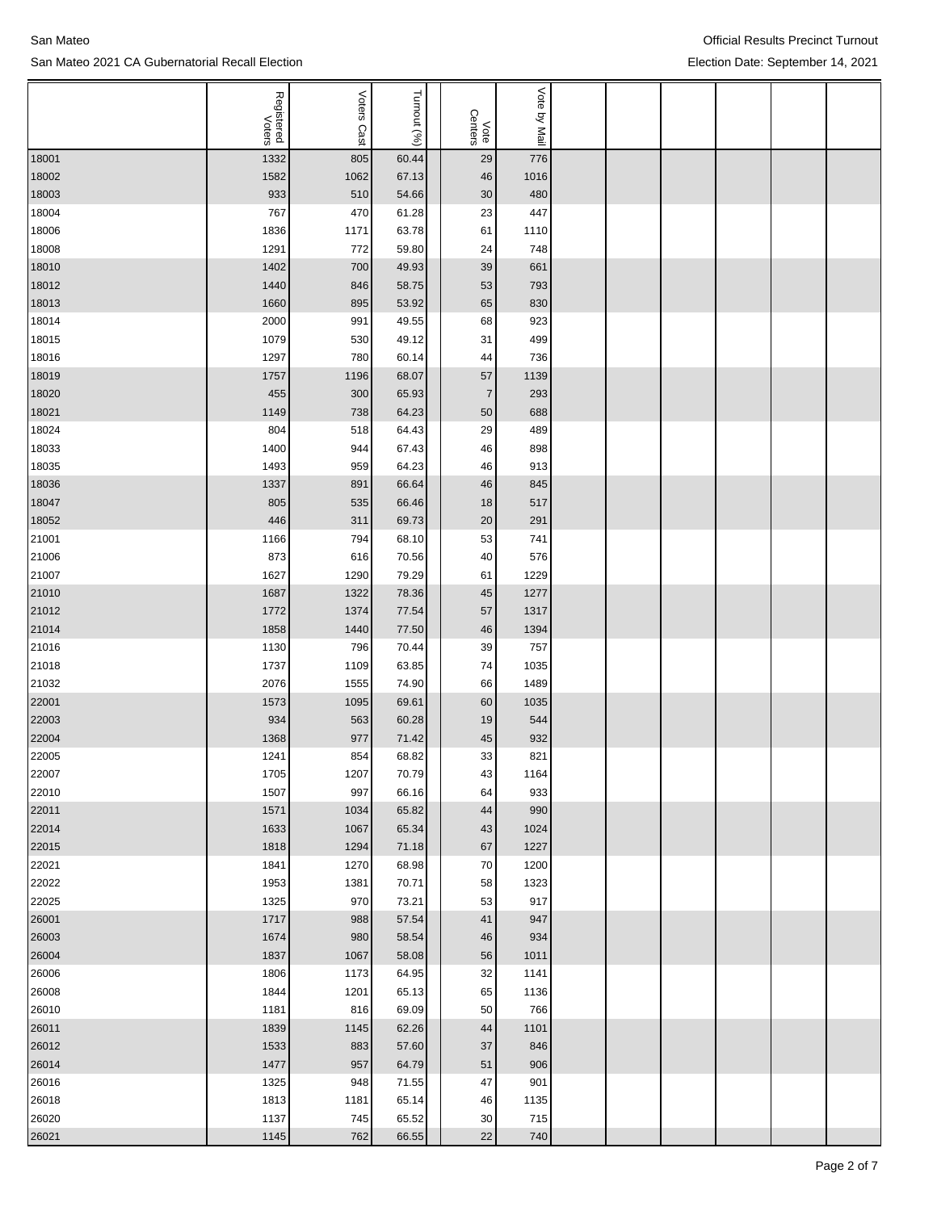| | Registered Voters | Voters Cast | Turnout (%) | Vote Centers | Vote by Mail |
|---|---|---|---|---|---|
| 18001 | 1332 | 805 | 60.44 | 29 | 776 |
| 18002 | 1582 | 1062 | 67.13 | 46 | 1016 |
| 18003 | 933 | 510 | 54.66 | 30 | 480 |
| 18004 | 767 | 470 | 61.28 | 23 | 447 |
| 18006 | 1836 | 1171 | 63.78 | 61 | 1110 |
| 18008 | 1291 | 772 | 59.80 | 24 | 748 |
| 18010 | 1402 | 700 | 49.93 | 39 | 661 |
| 18012 | 1440 | 846 | 58.75 | 53 | 793 |
| 18013 | 1660 | 895 | 53.92 | 65 | 830 |
| 18014 | 2000 | 991 | 49.55 | 68 | 923 |
| 18015 | 1079 | 530 | 49.12 | 31 | 499 |
| 18016 | 1297 | 780 | 60.14 | 44 | 736 |
| 18019 | 1757 | 1196 | 68.07 | 57 | 1139 |
| 18020 | 455 | 300 | 65.93 | 7 | 293 |
| 18021 | 1149 | 738 | 64.23 | 50 | 688 |
| 18024 | 804 | 518 | 64.43 | 29 | 489 |
| 18033 | 1400 | 944 | 67.43 | 46 | 898 |
| 18035 | 1493 | 959 | 64.23 | 46 | 913 |
| 18036 | 1337 | 891 | 66.64 | 46 | 845 |
| 18047 | 805 | 535 | 66.46 | 18 | 517 |
| 18052 | 446 | 311 | 69.73 | 20 | 291 |
| 21001 | 1166 | 794 | 68.10 | 53 | 741 |
| 21006 | 873 | 616 | 70.56 | 40 | 576 |
| 21007 | 1627 | 1290 | 79.29 | 61 | 1229 |
| 21010 | 1687 | 1322 | 78.36 | 45 | 1277 |
| 21012 | 1772 | 1374 | 77.54 | 57 | 1317 |
| 21014 | 1858 | 1440 | 77.50 | 46 | 1394 |
| 21016 | 1130 | 796 | 70.44 | 39 | 757 |
| 21018 | 1737 | 1109 | 63.85 | 74 | 1035 |
| 21032 | 2076 | 1555 | 74.90 | 66 | 1489 |
| 22001 | 1573 | 1095 | 69.61 | 60 | 1035 |
| 22003 | 934 | 563 | 60.28 | 19 | 544 |
| 22004 | 1368 | 977 | 71.42 | 45 | 932 |
| 22005 | 1241 | 854 | 68.82 | 33 | 821 |
| 22007 | 1705 | 1207 | 70.79 | 43 | 1164 |
| 22010 | 1507 | 997 | 66.16 | 64 | 933 |
| 22011 | 1571 | 1034 | 65.82 | 44 | 990 |
| 22014 | 1633 | 1067 | 65.34 | 43 | 1024 |
| 22015 | 1818 | 1294 | 71.18 | 67 | 1227 |
| 22021 | 1841 | 1270 | 68.98 | 70 | 1200 |
| 22022 | 1953 | 1381 | 70.71 | 58 | 1323 |
| 22025 | 1325 | 970 | 73.21 | 53 | 917 |
| 26001 | 1717 | 988 | 57.54 | 41 | 947 |
| 26003 | 1674 | 980 | 58.54 | 46 | 934 |
| 26004 | 1837 | 1067 | 58.08 | 56 | 1011 |
| 26006 | 1806 | 1173 | 64.95 | 32 | 1141 |
| 26008 | 1844 | 1201 | 65.13 | 65 | 1136 |
| 26010 | 1181 | 816 | 69.09 | 50 | 766 |
| 26011 | 1839 | 1145 | 62.26 | 44 | 1101 |
| 26012 | 1533 | 883 | 57.60 | 37 | 846 |
| 26014 | 1477 | 957 | 64.79 | 51 | 906 |
| 26016 | 1325 | 948 | 71.55 | 47 | 901 |
| 26018 | 1813 | 1181 | 65.14 | 46 | 1135 |
| 26020 | 1137 | 745 | 65.52 | 30 | 715 |
| 26021 | 1145 | 762 | 66.55 | 22 | 740 |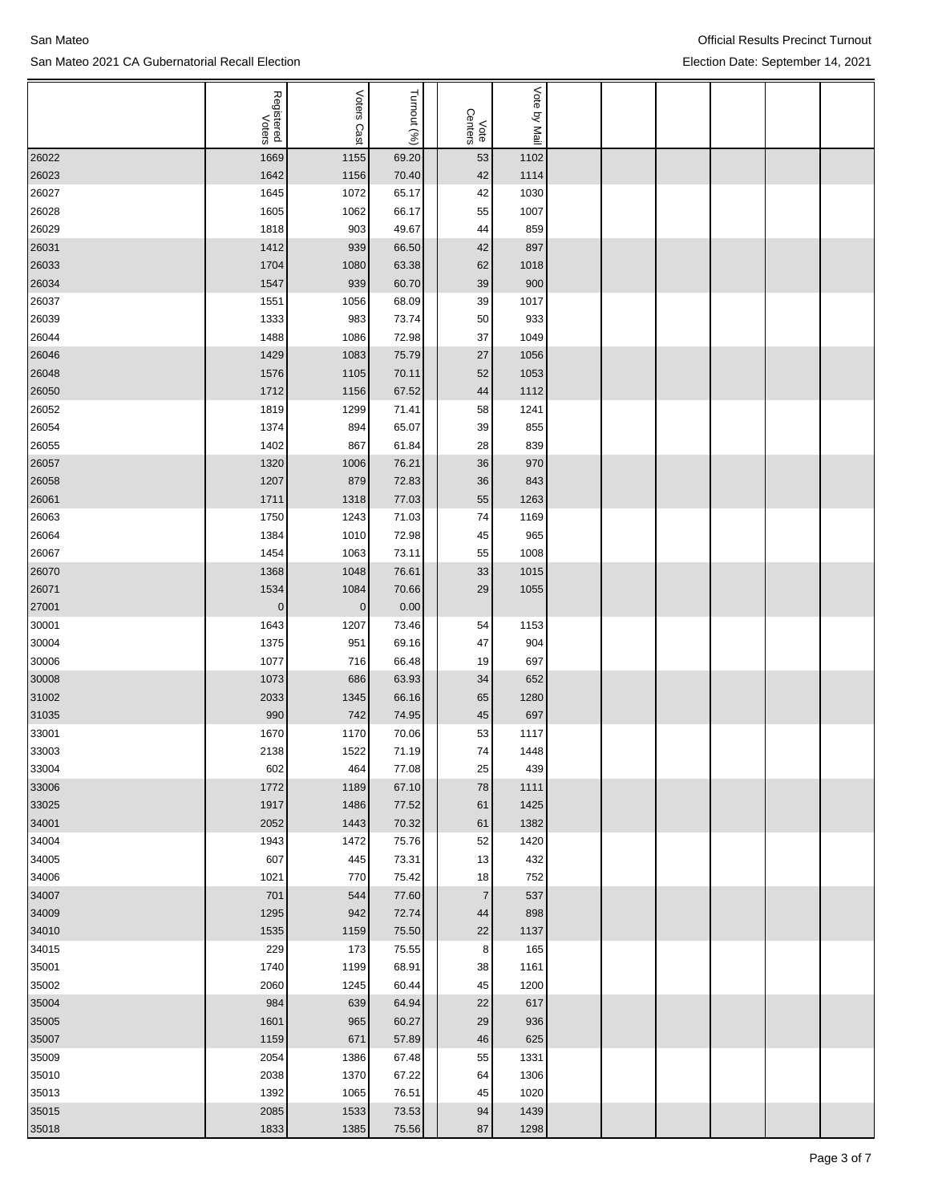| | Registered Voters | Voters Cast | Turnout (%) | Vote Centers | Vote by Mail | | | | | |
|---|---|---|---|---|---|---|---|---|---|---|
| 26022 | 1669 | 1155 | 69.20 | 53 | 1102 | | | | | |
| 26023 | 1642 | 1156 | 70.40 | 42 | 1114 | | | | | |
| 26027 | 1645 | 1072 | 65.17 | 42 | 1030 | | | | | |
| 26028 | 1605 | 1062 | 66.17 | 55 | 1007 | | | | | |
| 26029 | 1818 | 903 | 49.67 | 44 | 859 | | | | | |
| 26031 | 1412 | 939 | 66.50 | 42 | 897 | | | | | |
| 26033 | 1704 | 1080 | 63.38 | 62 | 1018 | | | | | |
| 26034 | 1547 | 939 | 60.70 | 39 | 900 | | | | | |
| 26037 | 1551 | 1056 | 68.09 | 39 | 1017 | | | | | |
| 26039 | 1333 | 983 | 73.74 | 50 | 933 | | | | | |
| 26044 | 1488 | 1086 | 72.98 | 37 | 1049 | | | | | |
| 26046 | 1429 | 1083 | 75.79 | 27 | 1056 | | | | | |
| 26048 | 1576 | 1105 | 70.11 | 52 | 1053 | | | | | |
| 26050 | 1712 | 1156 | 67.52 | 44 | 1112 | | | | | |
| 26052 | 1819 | 1299 | 71.41 | 58 | 1241 | | | | | |
| 26054 | 1374 | 894 | 65.07 | 39 | 855 | | | | | |
| 26055 | 1402 | 867 | 61.84 | 28 | 839 | | | | | |
| 26057 | 1320 | 1006 | 76.21 | 36 | 970 | | | | | |
| 26058 | 1207 | 879 | 72.83 | 36 | 843 | | | | | |
| 26061 | 1711 | 1318 | 77.03 | 55 | 1263 | | | | | |
| 26063 | 1750 | 1243 | 71.03 | 74 | 1169 | | | | | |
| 26064 | 1384 | 1010 | 72.98 | 45 | 965 | | | | | |
| 26067 | 1454 | 1063 | 73.11 | 55 | 1008 | | | | | |
| 26070 | 1368 | 1048 | 76.61 | 33 | 1015 | | | | | |
| 26071 | 1534 | 1084 | 70.66 | 29 | 1055 | | | | | |
| 27001 | 0 | 0 | 0.00 | | | | | | | |
| 30001 | 1643 | 1207 | 73.46 | 54 | 1153 | | | | | |
| 30004 | 1375 | 951 | 69.16 | 47 | 904 | | | | | |
| 30006 | 1077 | 716 | 66.48 | 19 | 697 | | | | | |
| 30008 | 1073 | 686 | 63.93 | 34 | 652 | | | | | |
| 31002 | 2033 | 1345 | 66.16 | 65 | 1280 | | | | | |
| 31035 | 990 | 742 | 74.95 | 45 | 697 | | | | | |
| 33001 | 1670 | 1170 | 70.06 | 53 | 1117 | | | | | |
| 33003 | 2138 | 1522 | 71.19 | 74 | 1448 | | | | | |
| 33004 | 602 | 464 | 77.08 | 25 | 439 | | | | | |
| 33006 | 1772 | 1189 | 67.10 | 78 | 1111 | | | | | |
| 33025 | 1917 | 1486 | 77.52 | 61 | 1425 | | | | | |
| 34001 | 2052 | 1443 | 70.32 | 61 | 1382 | | | | | |
| 34004 | 1943 | 1472 | 75.76 | 52 | 1420 | | | | | |
| 34005 | 607 | 445 | 73.31 | 13 | 432 | | | | | |
| 34006 | 1021 | 770 | 75.42 | 18 | 752 | | | | | |
| 34007 | 701 | 544 | 77.60 | 7 | 537 | | | | | |
| 34009 | 1295 | 942 | 72.74 | 44 | 898 | | | | | |
| 34010 | 1535 | 1159 | 75.50 | 22 | 1137 | | | | | |
| 34015 | 229 | 173 | 75.55 | 8 | 165 | | | | | |
| 35001 | 1740 | 1199 | 68.91 | 38 | 1161 | | | | | |
| 35002 | 2060 | 1245 | 60.44 | 45 | 1200 | | | | | |
| 35004 | 984 | 639 | 64.94 | 22 | 617 | | | | | |
| 35005 | 1601 | 965 | 60.27 | 29 | 936 | | | | | |
| 35007 | 1159 | 671 | 57.89 | 46 | 625 | | | | | |
| 35009 | 2054 | 1386 | 67.48 | 55 | 1331 | | | | | |
| 35010 | 2038 | 1370 | 67.22 | 64 | 1306 | | | | | |
| 35013 | 1392 | 1065 | 76.51 | 45 | 1020 | | | | | |
| 35015 | 2085 | 1533 | 73.53 | 94 | 1439 | | | | | |
| 35018 | 1833 | 1385 | 75.56 | 87 | 1298 | | | | | |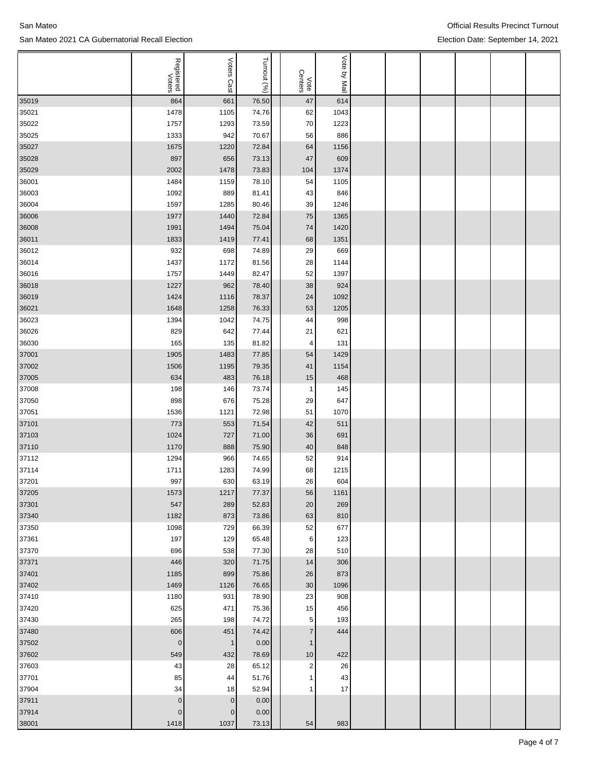San Mateo

San Mateo 2021 CA Gubernatorial Recall Election

Official Results Precinct Turnout

Election Date: September 14, 2021

| | Registered Voters | Voters Cast | Turnout (%) | | Vote Centers | Vote by Mail | | | | | |
|---|---|---|---|---|---|---|---|---|---|---|---|
| 35019 | 864 | 661 | 76.50 | | 47 | 614 | | | | | |
| 35021 | 1478 | 1105 | 74.76 | | 62 | 1043 | | | | | |
| 35022 | 1757 | 1293 | 73.59 | | 70 | 1223 | | | | | |
| 35025 | 1333 | 942 | 70.67 | | 56 | 886 | | | | | |
| 35027 | 1675 | 1220 | 72.84 | | 64 | 1156 | | | | | |
| 35028 | 897 | 656 | 73.13 | | 47 | 609 | | | | | |
| 35029 | 2002 | 1478 | 73.83 | | 104 | 1374 | | | | | |
| 36001 | 1484 | 1159 | 78.10 | | 54 | 1105 | | | | | |
| 36003 | 1092 | 889 | 81.41 | | 43 | 846 | | | | | |
| 36004 | 1597 | 1285 | 80.46 | | 39 | 1246 | | | | | |
| 36006 | 1977 | 1440 | 72.84 | | 75 | 1365 | | | | | |
| 36008 | 1991 | 1494 | 75.04 | | 74 | 1420 | | | | | |
| 36011 | 1833 | 1419 | 77.41 | | 68 | 1351 | | | | | |
| 36012 | 932 | 698 | 74.89 | | 29 | 669 | | | | | |
| 36014 | 1437 | 1172 | 81.56 | | 28 | 1144 | | | | | |
| 36016 | 1757 | 1449 | 82.47 | | 52 | 1397 | | | | | |
| 36018 | 1227 | 962 | 78.40 | | 38 | 924 | | | | | |
| 36019 | 1424 | 1116 | 78.37 | | 24 | 1092 | | | | | |
| 36021 | 1648 | 1258 | 76.33 | | 53 | 1205 | | | | | |
| 36023 | 1394 | 1042 | 74.75 | | 44 | 998 | | | | | |
| 36026 | 829 | 642 | 77.44 | | 21 | 621 | | | | | |
| 36030 | 165 | 135 | 81.82 | | 4 | 131 | | | | | |
| 37001 | 1905 | 1483 | 77.85 | | 54 | 1429 | | | | | |
| 37002 | 1506 | 1195 | 79.35 | | 41 | 1154 | | | | | |
| 37005 | 634 | 483 | 76.18 | | 15 | 468 | | | | | |
| 37008 | 198 | 146 | 73.74 | | 1 | 145 | | | | | |
| 37050 | 898 | 676 | 75.28 | | 29 | 647 | | | | | |
| 37051 | 1536 | 1121 | 72.98 | | 51 | 1070 | | | | | |
| 37101 | 773 | 553 | 71.54 | | 42 | 511 | | | | | |
| 37103 | 1024 | 727 | 71.00 | | 36 | 691 | | | | | |
| 37110 | 1170 | 888 | 75.90 | | 40 | 848 | | | | | |
| 37112 | 1294 | 966 | 74.65 | | 52 | 914 | | | | | |
| 37114 | 1711 | 1283 | 74.99 | | 68 | 1215 | | | | | |
| 37201 | 997 | 630 | 63.19 | | 26 | 604 | | | | | |
| 37205 | 1573 | 1217 | 77.37 | | 56 | 1161 | | | | | |
| 37301 | 547 | 289 | 52.83 | | 20 | 269 | | | | | |
| 37340 | 1182 | 873 | 73.86 | | 63 | 810 | | | | | |
| 37350 | 1098 | 729 | 66.39 | | 52 | 677 | | | | | |
| 37361 | 197 | 129 | 65.48 | | 6 | 123 | | | | | |
| 37370 | 696 | 538 | 77.30 | | 28 | 510 | | | | | |
| 37371 | 446 | 320 | 71.75 | | 14 | 306 | | | | | |
| 37401 | 1185 | 899 | 75.86 | | 26 | 873 | | | | | |
| 37402 | 1469 | 1126 | 76.65 | | 30 | 1096 | | | | | |
| 37410 | 1180 | 931 | 78.90 | | 23 | 908 | | | | | |
| 37420 | 625 | 471 | 75.36 | | 15 | 456 | | | | | |
| 37430 | 265 | 198 | 74.72 | | 5 | 193 | | | | | |
| 37480 | 606 | 451 | 74.42 | | 7 | 444 | | | | | |
| 37502 | 0 | 1 | 0.00 | | 1 | | | | | | |
| 37602 | 549 | 432 | 78.69 | | 10 | 422 | | | | | |
| 37603 | 43 | 28 | 65.12 | | 2 | 26 | | | | | |
| 37701 | 85 | 44 | 51.76 | | 1 | 43 | | | | | |
| 37904 | 34 | 18 | 52.94 | | 1 | 17 | | | | | |
| 37911 | 0 | 0 | 0.00 | | | | | | | | |
| 37914 | 0 | 0 | 0.00 | | | | | | | | |
| 38001 | 1418 | 1037 | 73.13 | | 54 | 983 | | | | | |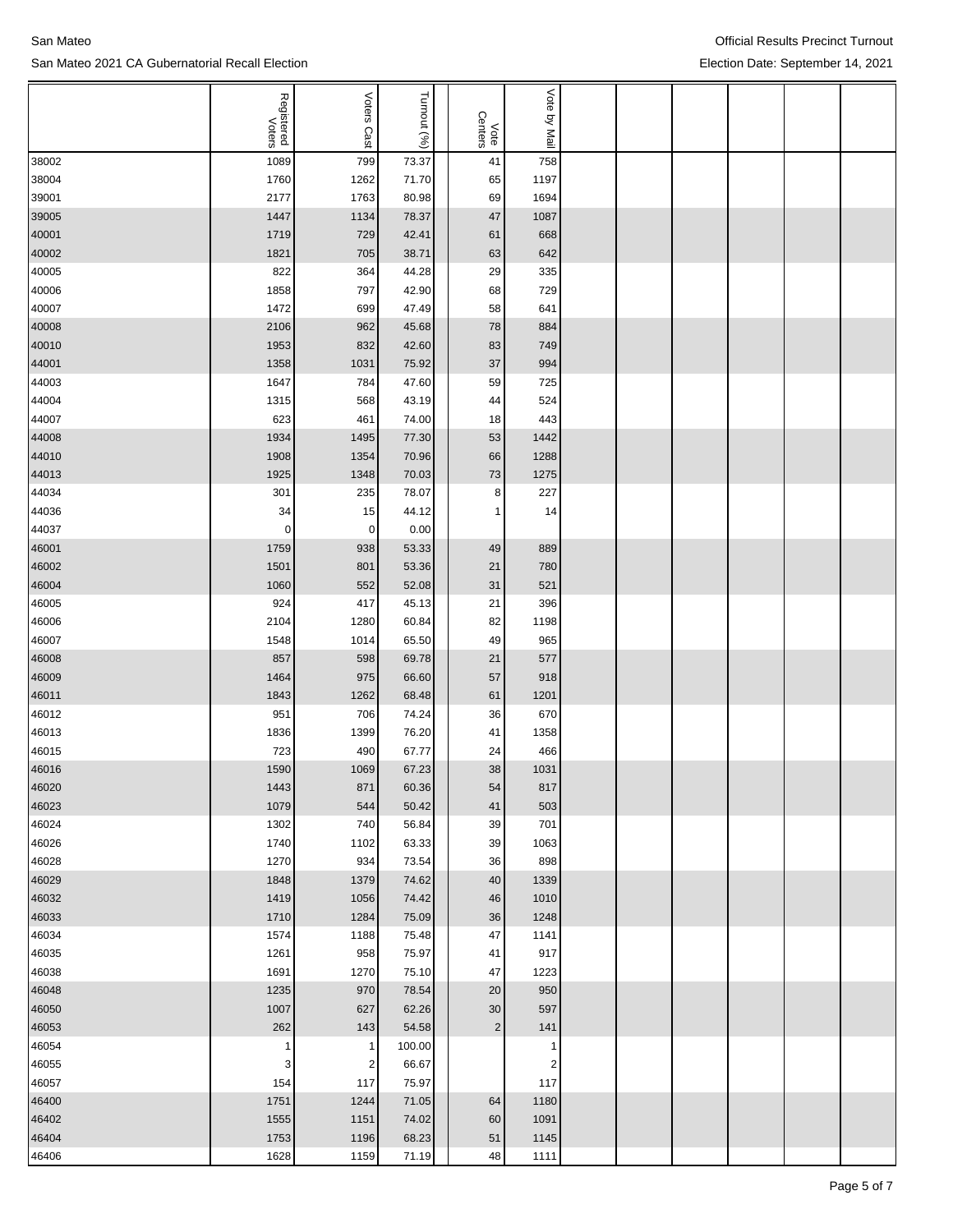| | Registered Voters | Voters Cast | Turnout (%) | | Vote Centers | Vote by Mail | | | | | |
|---|---|---|---|---|---|---|---|---|---|---|---|
| 38002 | 1089 | 799 | 73.37 | | 41 | 758 | | | | | |
| 38004 | 1760 | 1262 | 71.70 | | 65 | 1197 | | | | | |
| 39001 | 2177 | 1763 | 80.98 | | 69 | 1694 | | | | | |
| 39005 | 1447 | 1134 | 78.37 | | 47 | 1087 | | | | | |
| 40001 | 1719 | 729 | 42.41 | | 61 | 668 | | | | | |
| 40002 | 1821 | 705 | 38.71 | | 63 | 642 | | | | | |
| 40005 | 822 | 364 | 44.28 | | 29 | 335 | | | | | |
| 40006 | 1858 | 797 | 42.90 | | 68 | 729 | | | | | |
| 40007 | 1472 | 699 | 47.49 | | 58 | 641 | | | | | |
| 40008 | 2106 | 962 | 45.68 | | 78 | 884 | | | | | |
| 40010 | 1953 | 832 | 42.60 | | 83 | 749 | | | | | |
| 44001 | 1358 | 1031 | 75.92 | | 37 | 994 | | | | | |
| 44003 | 1647 | 784 | 47.60 | | 59 | 725 | | | | | |
| 44004 | 1315 | 568 | 43.19 | | 44 | 524 | | | | | |
| 44007 | 623 | 461 | 74.00 | | 18 | 443 | | | | | |
| 44008 | 1934 | 1495 | 77.30 | | 53 | 1442 | | | | | |
| 44010 | 1908 | 1354 | 70.96 | | 66 | 1288 | | | | | |
| 44013 | 1925 | 1348 | 70.03 | | 73 | 1275 | | | | | |
| 44034 | 301 | 235 | 78.07 | | 8 | 227 | | | | | |
| 44036 | 34 | 15 | 44.12 | | 1 | 14 | | | | | |
| 44037 | 0 | 0 | 0.00 | | | | | | | | |
| 46001 | 1759 | 938 | 53.33 | | 49 | 889 | | | | | |
| 46002 | 1501 | 801 | 53.36 | | 21 | 780 | | | | | |
| 46004 | 1060 | 552 | 52.08 | | 31 | 521 | | | | | |
| 46005 | 924 | 417 | 45.13 | | 21 | 396 | | | | | |
| 46006 | 2104 | 1280 | 60.84 | | 82 | 1198 | | | | | |
| 46007 | 1548 | 1014 | 65.50 | | 49 | 965 | | | | | |
| 46008 | 857 | 598 | 69.78 | | 21 | 577 | | | | | |
| 46009 | 1464 | 975 | 66.60 | | 57 | 918 | | | | | |
| 46011 | 1843 | 1262 | 68.48 | | 61 | 1201 | | | | | |
| 46012 | 951 | 706 | 74.24 | | 36 | 670 | | | | | |
| 46013 | 1836 | 1399 | 76.20 | | 41 | 1358 | | | | | |
| 46015 | 723 | 490 | 67.77 | | 24 | 466 | | | | | |
| 46016 | 1590 | 1069 | 67.23 | | 38 | 1031 | | | | | |
| 46020 | 1443 | 871 | 60.36 | | 54 | 817 | | | | | |
| 46023 | 1079 | 544 | 50.42 | | 41 | 503 | | | | | |
| 46024 | 1302 | 740 | 56.84 | | 39 | 701 | | | | | |
| 46026 | 1740 | 1102 | 63.33 | | 39 | 1063 | | | | | |
| 46028 | 1270 | 934 | 73.54 | | 36 | 898 | | | | | |
| 46029 | 1848 | 1379 | 74.62 | | 40 | 1339 | | | | | |
| 46032 | 1419 | 1056 | 74.42 | | 46 | 1010 | | | | | |
| 46033 | 1710 | 1284 | 75.09 | | 36 | 1248 | | | | | |
| 46034 | 1574 | 1188 | 75.48 | | 47 | 1141 | | | | | |
| 46035 | 1261 | 958 | 75.97 | | 41 | 917 | | | | | |
| 46038 | 1691 | 1270 | 75.10 | | 47 | 1223 | | | | | |
| 46048 | 1235 | 970 | 78.54 | | 20 | 950 | | | | | |
| 46050 | 1007 | 627 | 62.26 | | 30 | 597 | | | | | |
| 46053 | 262 | 143 | 54.58 | | 2 | 141 | | | | | |
| 46054 | 1 | 1 | 100.00 | | | 1 | | | | | |
| 46055 | 3 | 2 | 66.67 | | | 2 | | | | | |
| 46057 | 154 | 117 | 75.97 | | | 117 | | | | | |
| 46400 | 1751 | 1244 | 71.05 | | 64 | 1180 | | | | | |
| 46402 | 1555 | 1151 | 74.02 | | 60 | 1091 | | | | | |
| 46404 | 1753 | 1196 | 68.23 | | 51 | 1145 | | | | | |
| 46406 | 1628 | 1159 | 71.19 | | 48 | 1111 | | | | | |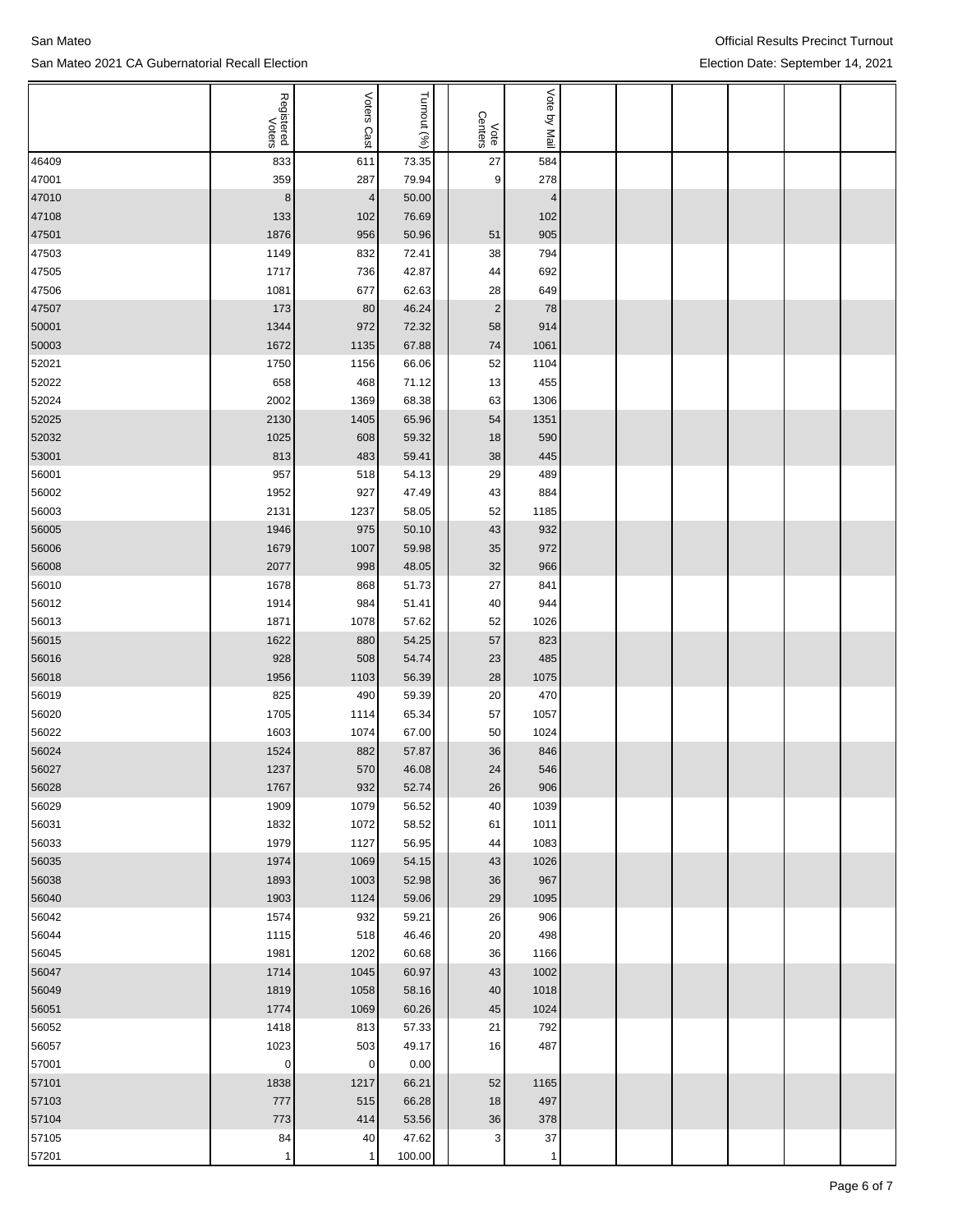| | Registered Voters | Voters Cast | Turnout (%) | | Vote Centers | Vote by Mail | | | | | |
|---|---|---|---|---|---|---|---|---|---|---|---|
| 46409 | 833 | 611 | 73.35 | | 27 | 584 | | | | | |
| 47001 | 359 | 287 | 79.94 | | 9 | 278 | | | | | |
| 47010 | 8 | 4 | 50.00 | | | 4 | | | | | |
| 47108 | 133 | 102 | 76.69 | | | 102 | | | | | |
| 47501 | 1876 | 956 | 50.96 | | 51 | 905 | | | | | |
| 47503 | 1149 | 832 | 72.41 | | 38 | 794 | | | | | |
| 47505 | 1717 | 736 | 42.87 | | 44 | 692 | | | | | |
| 47506 | 1081 | 677 | 62.63 | | 28 | 649 | | | | | |
| 47507 | 173 | 80 | 46.24 | | 2 | 78 | | | | | |
| 50001 | 1344 | 972 | 72.32 | | 58 | 914 | | | | | |
| 50003 | 1672 | 1135 | 67.88 | | 74 | 1061 | | | | | |
| 52021 | 1750 | 1156 | 66.06 | | 52 | 1104 | | | | | |
| 52022 | 658 | 468 | 71.12 | | 13 | 455 | | | | | |
| 52024 | 2002 | 1369 | 68.38 | | 63 | 1306 | | | | | |
| 52025 | 2130 | 1405 | 65.96 | | 54 | 1351 | | | | | |
| 52032 | 1025 | 608 | 59.32 | | 18 | 590 | | | | | |
| 53001 | 813 | 483 | 59.41 | | 38 | 445 | | | | | |
| 56001 | 957 | 518 | 54.13 | | 29 | 489 | | | | | |
| 56002 | 1952 | 927 | 47.49 | | 43 | 884 | | | | | |
| 56003 | 2131 | 1237 | 58.05 | | 52 | 1185 | | | | | |
| 56005 | 1946 | 975 | 50.10 | | 43 | 932 | | | | | |
| 56006 | 1679 | 1007 | 59.98 | | 35 | 972 | | | | | |
| 56008 | 2077 | 998 | 48.05 | | 32 | 966 | | | | | |
| 56010 | 1678 | 868 | 51.73 | | 27 | 841 | | | | | |
| 56012 | 1914 | 984 | 51.41 | | 40 | 944 | | | | | |
| 56013 | 1871 | 1078 | 57.62 | | 52 | 1026 | | | | | |
| 56015 | 1622 | 880 | 54.25 | | 57 | 823 | | | | | |
| 56016 | 928 | 508 | 54.74 | | 23 | 485 | | | | | |
| 56018 | 1956 | 1103 | 56.39 | | 28 | 1075 | | | | | |
| 56019 | 825 | 490 | 59.39 | | 20 | 470 | | | | | |
| 56020 | 1705 | 1114 | 65.34 | | 57 | 1057 | | | | | |
| 56022 | 1603 | 1074 | 67.00 | | 50 | 1024 | | | | | |
| 56024 | 1524 | 882 | 57.87 | | 36 | 846 | | | | | |
| 56027 | 1237 | 570 | 46.08 | | 24 | 546 | | | | | |
| 56028 | 1767 | 932 | 52.74 | | 26 | 906 | | | | | |
| 56029 | 1909 | 1079 | 56.52 | | 40 | 1039 | | | | | |
| 56031 | 1832 | 1072 | 58.52 | | 61 | 1011 | | | | | |
| 56033 | 1979 | 1127 | 56.95 | | 44 | 1083 | | | | | |
| 56035 | 1974 | 1069 | 54.15 | | 43 | 1026 | | | | | |
| 56038 | 1893 | 1003 | 52.98 | | 36 | 967 | | | | | |
| 56040 | 1903 | 1124 | 59.06 | | 29 | 1095 | | | | | |
| 56042 | 1574 | 932 | 59.21 | | 26 | 906 | | | | | |
| 56044 | 1115 | 518 | 46.46 | | 20 | 498 | | | | | |
| 56045 | 1981 | 1202 | 60.68 | | 36 | 1166 | | | | | |
| 56047 | 1714 | 1045 | 60.97 | | 43 | 1002 | | | | | |
| 56049 | 1819 | 1058 | 58.16 | | 40 | 1018 | | | | | |
| 56051 | 1774 | 1069 | 60.26 | | 45 | 1024 | | | | | |
| 56052 | 1418 | 813 | 57.33 | | 21 | 792 | | | | | |
| 56057 | 1023 | 503 | 49.17 | | 16 | 487 | | | | | |
| 57001 | 0 | 0 | 0.00 | | | | | | | | |
| 57101 | 1838 | 1217 | 66.21 | | 52 | 1165 | | | | | |
| 57103 | 777 | 515 | 66.28 | | 18 | 497 | | | | | |
| 57104 | 773 | 414 | 53.56 | | 36 | 378 | | | | | |
| 57105 | 84 | 40 | 47.62 | | 3 | 37 | | | | | |
| 57201 | 1 | 1 | 100.00 | | | 1 | | | | | |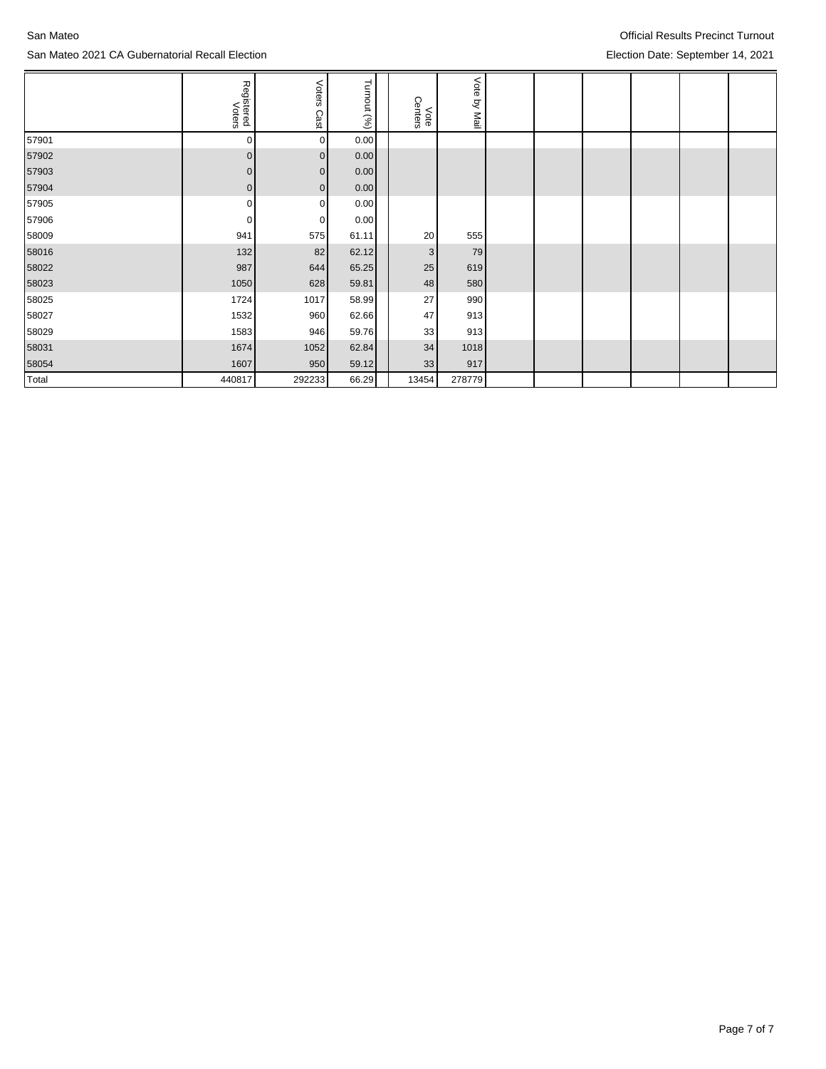| | Registered Voters | Voters Cast | Turnout (%) | | Vote Centers | Vote by Mail | | | | | | |
|---|---|---|---|---|---|---|---|---|---|---|---|---|
| 57901 | 0 | 0 | 0.00 | | | | | | | | | |
| 57902 | 0 | 0 | 0.00 | | | | | | | | | |
| 57903 | 0 | 0 | 0.00 | | | | | | | | | |
| 57904 | 0 | 0 | 0.00 | | | | | | | | | |
| 57905 | 0 | 0 | 0.00 | | | | | | | | | |
| 57906 | 0 | 0 | 0.00 | | | | | | | | | |
| 58009 | 941 | 575 | 61.11 | | 20 | 555 | | | | | | |
| 58016 | 132 | 82 | 62.12 | | 3 | 79 | | | | | | |
| 58022 | 987 | 644 | 65.25 | | 25 | 619 | | | | | | |
| 58023 | 1050 | 628 | 59.81 | | 48 | 580 | | | | | | |
| 58025 | 1724 | 1017 | 58.99 | | 27 | 990 | | | | | | |
| 58027 | 1532 | 960 | 62.66 | | 47 | 913 | | | | | | |
| 58029 | 1583 | 946 | 59.76 | | 33 | 913 | | | | | | |
| 58031 | 1674 | 1052 | 62.84 | | 34 | 1018 | | | | | | |
| 58054 | 1607 | 950 | 59.12 | | 33 | 917 | | | | | | |
| Total | 440817 | 292233 | 66.29 | | 13454 | 278779 | | | | | | |